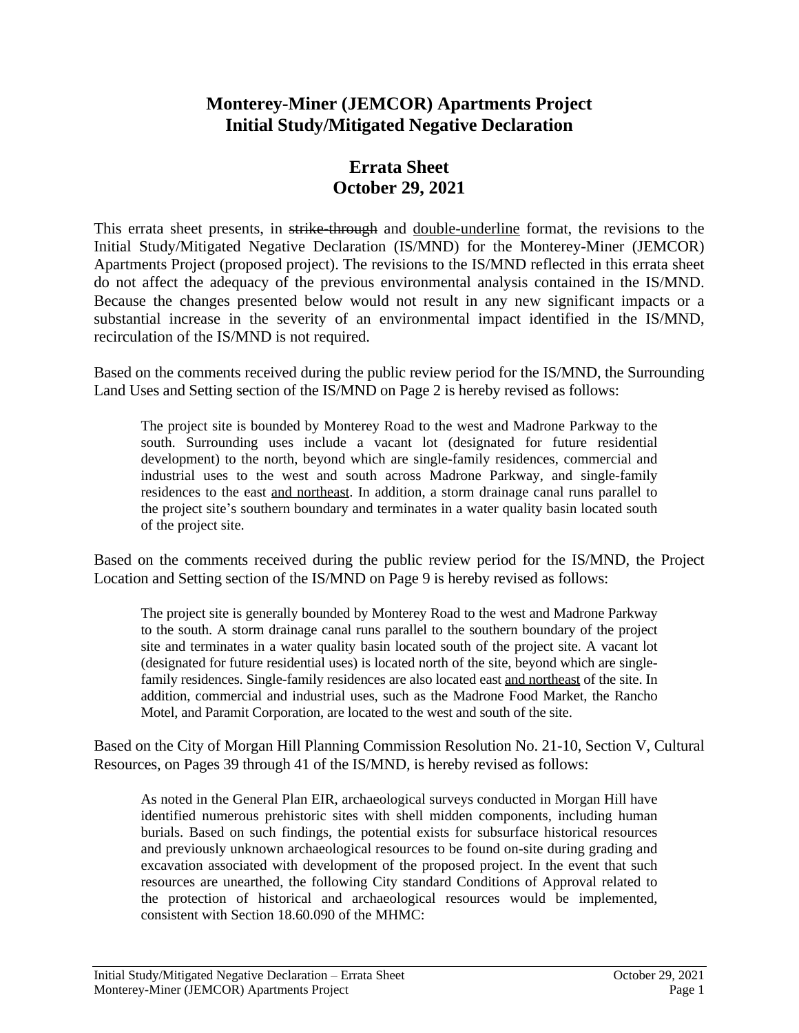# Monterey-Miner (JEMCOR) Apartments Project
# Initial Study/Mitigated Negative Declaration

## Errata Sheet
## October 29, 2021

This errata sheet presents, in ~~strike-through~~ and <u>double-underline</u> format, the revisions to the Initial Study/Mitigated Negative Declaration (IS/MND) for the Monterey-Miner (JEMCOR) Apartments Project (proposed project). The revisions to the IS/MND reflected in this errata sheet do not affect the adequacy of the previous environmental analysis contained in the IS/MND. Because the changes presented below would not result in any new significant impacts or a substantial increase in the severity of an environmental impact identified in the IS/MND, recirculation of the IS/MND is not required.

Based on the comments received during the public review period for the IS/MND, the Surrounding Land Uses and Setting section of the IS/MND on Page 2 is hereby revised as follows:

> The project site is bounded by Monterey Road to the west and Madrone Parkway to the south. Surrounding uses include a vacant lot (designated for future residential development) to the north, beyond which are single-family residences, commercial and industrial uses to the west and south across Madrone Parkway, and single-family residences to the east <u>and northeast</u>. In addition, a storm drainage canal runs parallel to the project site's southern boundary and terminates in a water quality basin located south of the project site.

Based on the comments received during the public review period for the IS/MND, the Project Location and Setting section of the IS/MND on Page 9 is hereby revised as follows:

> The project site is generally bounded by Monterey Road to the west and Madrone Parkway to the south. A storm drainage canal runs parallel to the southern boundary of the project site and terminates in a water quality basin located south of the project site. A vacant lot (designated for future residential uses) is located north of the site, beyond which are single-family residences. Single-family residences are also located east <u>and northeast</u> of the site. In addition, commercial and industrial uses, such as the Madrone Food Market, the Rancho Motel, and Paramit Corporation, are located to the west and south of the site.

Based on the City of Morgan Hill Planning Commission Resolution No. 21-10, Section V, Cultural Resources, on Pages 39 through 41 of the IS/MND, is hereby revised as follows:

> As noted in the General Plan EIR, archaeological surveys conducted in Morgan Hill have identified numerous prehistoric sites with shell midden components, including human burials. Based on such findings, the potential exists for subsurface historical resources and previously unknown archaeological resources to be found on-site during grading and excavation associated with development of the proposed project. In the event that such resources are unearthed, the following City standard Conditions of Approval related to the protection of historical and archaeological resources would be implemented, consistent with Section 18.60.090 of the MHMC: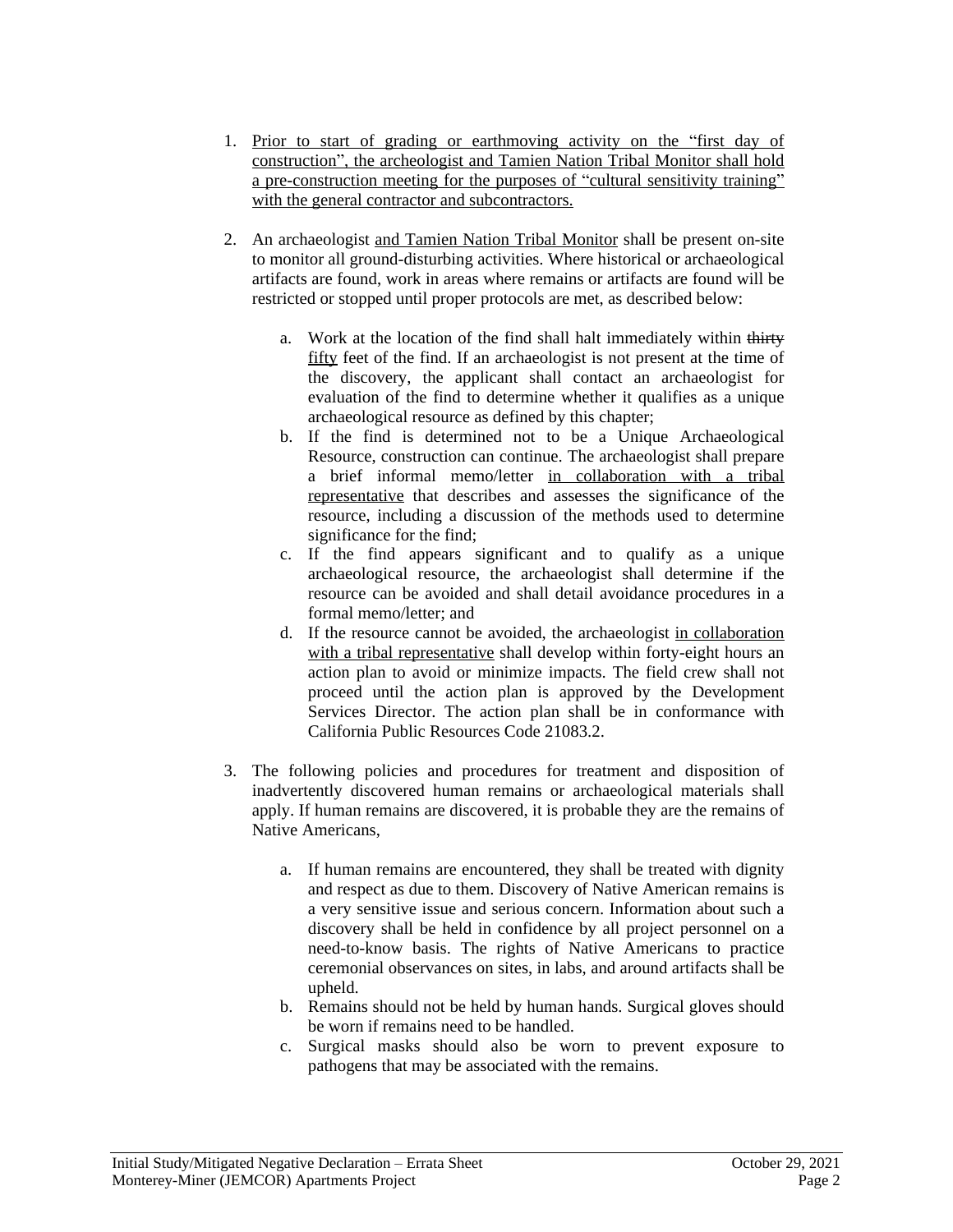1. <u>Prior to start of grading or earthmoving activity on the "first day of construction", the archeologist and Tamien Nation Tribal Monitor shall hold a pre-construction meeting for the purposes of "cultural sensitivity training" with the general contractor and subcontractors.</u>

2. An archaeologist <u>and Tamien Nation Tribal Monitor</u> shall be present on-site to monitor all ground-disturbing activities. Where historical or archaeological artifacts are found, work in areas where remains or artifacts are found will be restricted or stopped until proper protocols are met, as described below:

   a. Work at the location of the find shall halt immediately within ~~thirty~~ <u>fifty</u> feet of the find. If an archaeologist is not present at the time of the discovery, the applicant shall contact an archaeologist for evaluation of the find to determine whether it qualifies as a unique archaeological resource as defined by this chapter;

   b. If the find is determined not to be a Unique Archaeological Resource, construction can continue. The archaeologist shall prepare a brief informal memo/letter <u>in collaboration with a tribal representative</u> that describes and assesses the significance of the resource, including a discussion of the methods used to determine significance for the find;

   c. If the find appears significant and to qualify as a unique archaeological resource, the archaeologist shall determine if the resource can be avoided and shall detail avoidance procedures in a formal memo/letter; and

   d. If the resource cannot be avoided, the archaeologist <u>in collaboration with a tribal representative</u> shall develop within forty-eight hours an action plan to avoid or minimize impacts. The field crew shall not proceed until the action plan is approved by the Development Services Director. The action plan shall be in conformance with California Public Resources Code 21083.2.

3. The following policies and procedures for treatment and disposition of inadvertently discovered human remains or archaeological materials shall apply. If human remains are discovered, it is probable they are the remains of Native Americans,

   a. If human remains are encountered, they shall be treated with dignity and respect as due to them. Discovery of Native American remains is a very sensitive issue and serious concern. Information about such a discovery shall be held in confidence by all project personnel on a need-to-know basis. The rights of Native Americans to practice ceremonial observances on sites, in labs, and around artifacts shall be upheld.

   b. Remains should not be held by human hands. Surgical gloves should be worn if remains need to be handled.

   c. Surgical masks should also be worn to prevent exposure to pathogens that may be associated with the remains.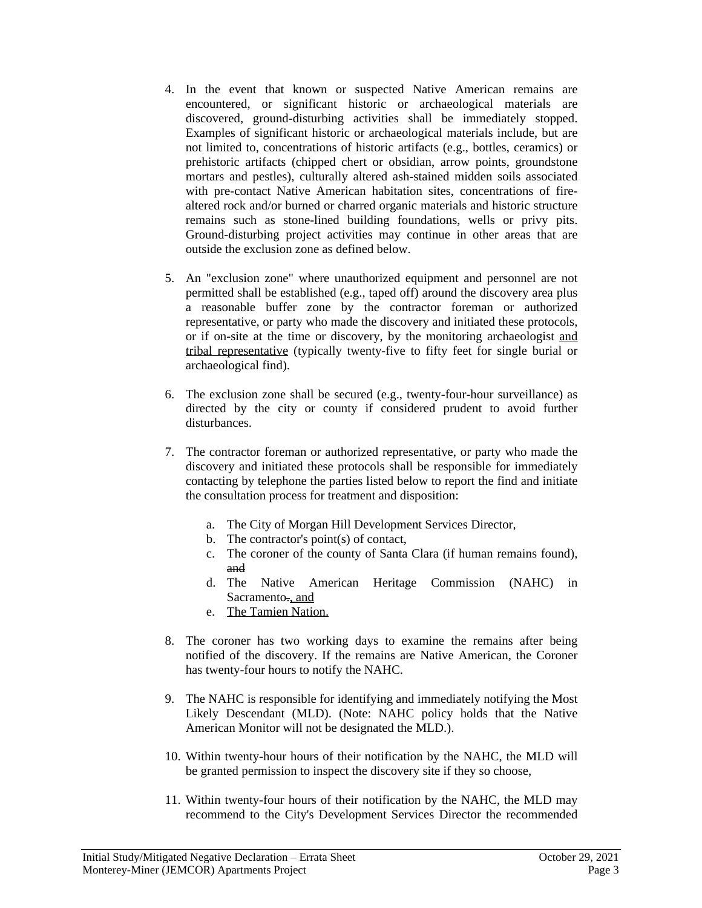4. In the event that known or suspected Native American remains are encountered, or significant historic or archaeological materials are discovered, ground-disturbing activities shall be immediately stopped. Examples of significant historic or archaeological materials include, but are not limited to, concentrations of historic artifacts (e.g., bottles, ceramics) or prehistoric artifacts (chipped chert or obsidian, arrow points, groundstone mortars and pestles), culturally altered ash-stained midden soils associated with pre-contact Native American habitation sites, concentrations of fire-altered rock and/or burned or charred organic materials and historic structure remains such as stone-lined building foundations, wells or privy pits. Ground-disturbing project activities may continue in other areas that are outside the exclusion zone as defined below.

5. An "exclusion zone" where unauthorized equipment and personnel are not permitted shall be established (e.g., taped off) around the discovery area plus a reasonable buffer zone by the contractor foreman or authorized representative, or party who made the discovery and initiated these protocols, or if on-site at the time or discovery, by the monitoring archaeologist <u>and tribal representative</u> (typically twenty-five to fifty feet for single burial or archaeological find).

6. The exclusion zone shall be secured (e.g., twenty-four-hour surveillance) as directed by the city or county if considered prudent to avoid further disturbances.

7. The contractor foreman or authorized representative, or party who made the discovery and initiated these protocols shall be responsible for immediately contacting by telephone the parties listed below to report the find and initiate the consultation process for treatment and disposition:

   a. The City of Morgan Hill Development Services Director,
   b. The contractor's point(s) of contact,
   c. The coroner of the county of Santa Clara (if human remains found), ~~and~~
   d. The Native American Heritage Commission (NAHC) in Sacramento~~.~~<u>, and</u>
   e. <u>The Tamien Nation.</u>

8. The coroner has two working days to examine the remains after being notified of the discovery. If the remains are Native American, the Coroner has twenty-four hours to notify the NAHC.

9. The NAHC is responsible for identifying and immediately notifying the Most Likely Descendant (MLD). (Note: NAHC policy holds that the Native American Monitor will not be designated the MLD.).

10. Within twenty-hour hours of their notification by the NAHC, the MLD will be granted permission to inspect the discovery site if they so choose,

11. Within twenty-four hours of their notification by the NAHC, the MLD may recommend to the City's Development Services Director the recommended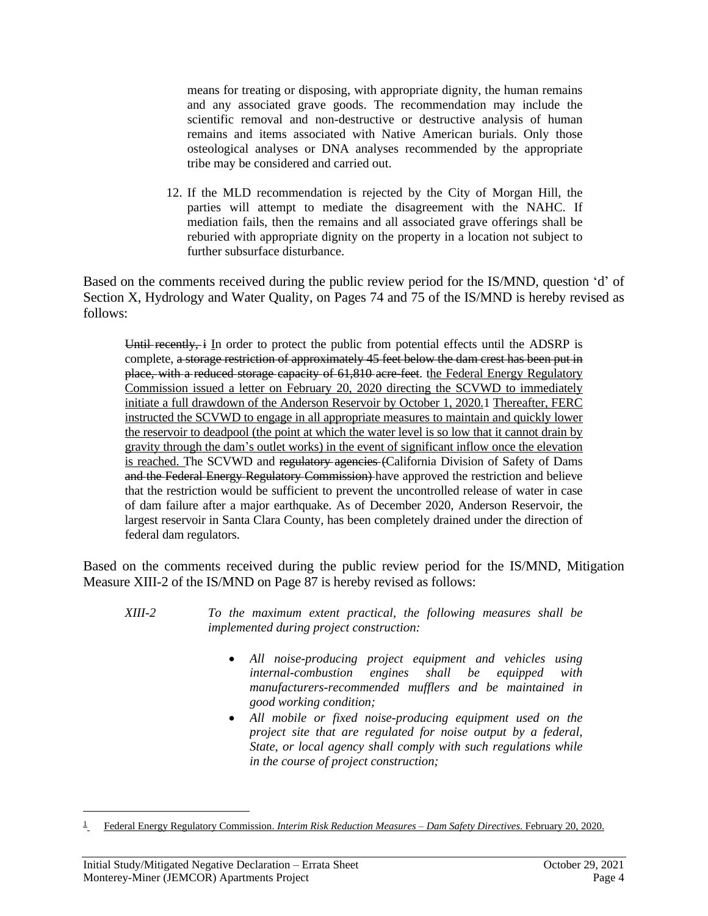means for treating or disposing, with appropriate dignity, the human remains and any associated grave goods. The recommendation may include the scientific removal and non-destructive or destructive analysis of human remains and items associated with Native American burials. Only those osteological analyses or DNA analyses recommended by the appropriate tribe may be considered and carried out.

12. If the MLD recommendation is rejected by the City of Morgan Hill, the parties will attempt to mediate the disagreement with the NAHC. If mediation fails, then the remains and all associated grave offerings shall be reburied with appropriate dignity on the property in a location not subject to further subsurface disturbance.

Based on the comments received during the public review period for the IS/MND, question 'd' of Section X, Hydrology and Water Quality, on Pages 74 and 75 of the IS/MND is hereby revised as follows:

> ~~Until recently, i~~ <u>I</u>n order to protect the public from potential effects until the ADSRP is complete, ~~a storage restriction of approximately 45 feet below the dam crest has been put in place, with a reduced storage capacity of 61,810 acre-feet~~. <u>the Federal Energy Regulatory Commission issued a letter on February 20, 2020 directing the SCVWD to immediately initiate a full drawdown of the Anderson Reservoir by October 1, 2020.</u>[1] <u>Thereafter, FERC instructed the SCVWD to engage in all appropriate measures to maintain and quickly lower the reservoir to deadpool (the point at which the water level is so low that it cannot drain by gravity through the dam's outlet works) in the event of significant inflow once the elevation is reached.</u> The SCVWD and ~~regulatory agencies (~~California Division of Safety of Dams ~~and the Federal Energy Regulatory Commission)~~ have approved the restriction and believe that the restriction would be sufficient to prevent the uncontrolled release of water in case of dam failure after a major earthquake. As of December 2020, Anderson Reservoir, the largest reservoir in Santa Clara County, has been completely drained under the direction of federal dam regulators.

Based on the comments received during the public review period for the IS/MND, Mitigation Measure XIII-2 of the IS/MND on Page 87 is hereby revised as follows:

*XIII-2* *To the maximum extent practical, the following measures shall be implemented during project construction:*

- *All noise-producing project equipment and vehicles using internal-combustion engines shall be equipped with manufacturers-recommended mufflers and be maintained in good working condition;*
- *All mobile or fixed noise-producing equipment used on the project site that are regulated for noise output by a federal, State, or local agency shall comply with such regulations while in the course of project construction;*

---

[1] <u>Federal Energy Regulatory Commission. *Interim Risk Reduction Measures – Dam Safety Directives*. February 20, 2020.</u>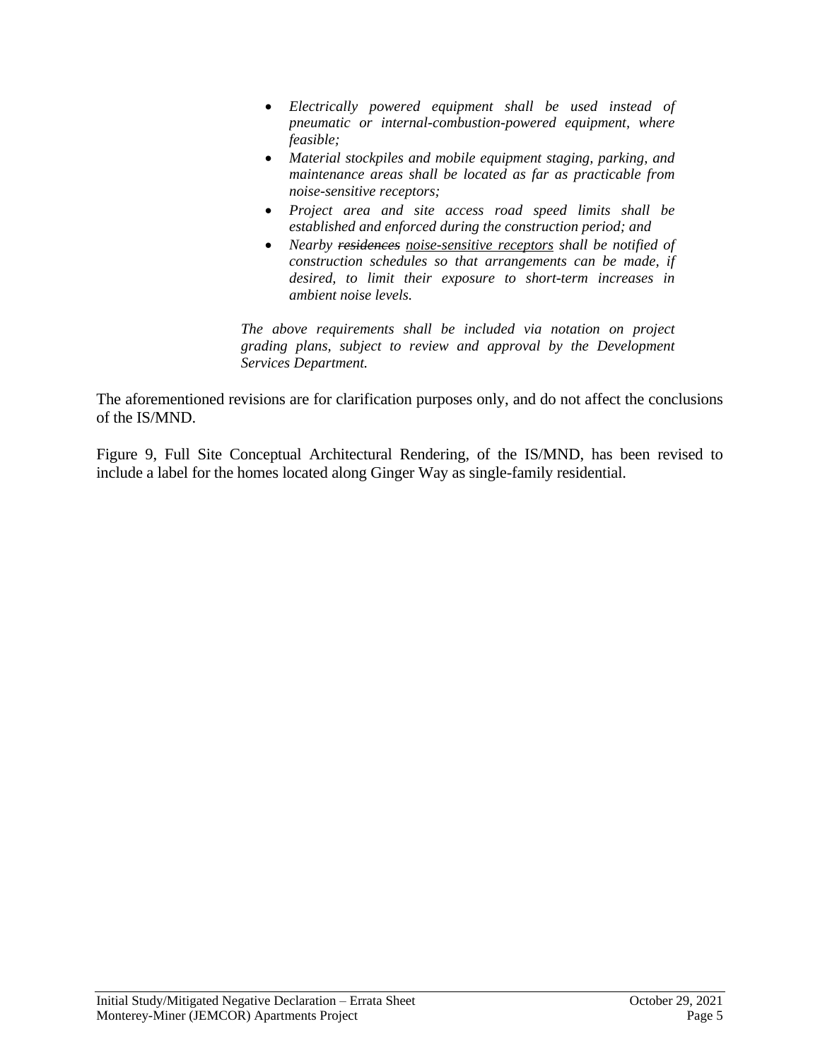- *Electrically powered equipment shall be used instead of pneumatic or internal-combustion-powered equipment, where feasible;*
- *Material stockpiles and mobile equipment staging, parking, and maintenance areas shall be located as far as practicable from noise-sensitive receptors;*
- *Project area and site access road speed limits shall be established and enforced during the construction period; and*
- *Nearby ~~residences~~ <u>noise-sensitive receptors</u> shall be notified of construction schedules so that arrangements can be made, if desired, to limit their exposure to short-term increases in ambient noise levels.*

*The above requirements shall be included via notation on project grading plans, subject to review and approval by the Development Services Department.*

The aforementioned revisions are for clarification purposes only, and do not affect the conclusions of the IS/MND.

Figure 9, Full Site Conceptual Architectural Rendering, of the IS/MND, has been revised to include a label for the homes located along Ginger Way as single-family residential.